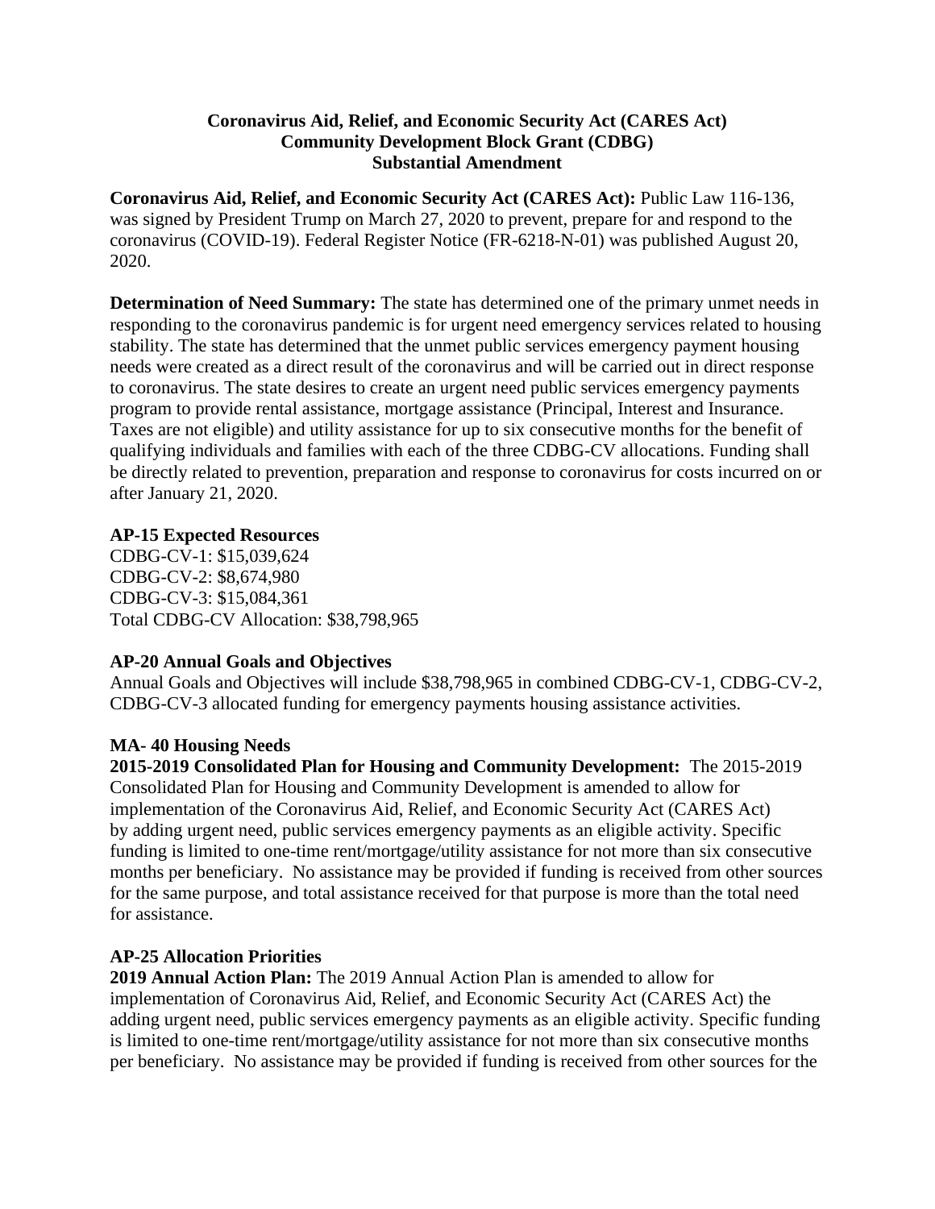**Coronavirus Aid, Relief, and Economic Security Act (CARES Act)**
**Community Development Block Grant (CDBG)**
**Substantial Amendment**

**Coronavirus Aid, Relief, and Economic Security Act (CARES Act):** Public Law 116-136, was signed by President Trump on March 27, 2020 to prevent, prepare for and respond to the coronavirus (COVID-19). Federal Register Notice (FR-6218-N-01) was published August 20, 2020.

**Determination of Need Summary:** The state has determined one of the primary unmet needs in responding to the coronavirus pandemic is for urgent need emergency services related to housing stability. The state has determined that the unmet public services emergency payment housing needs were created as a direct result of the coronavirus and will be carried out in direct response to coronavirus. The state desires to create an urgent need public services emergency payments program to provide rental assistance, mortgage assistance (Principal, Interest and Insurance. Taxes are not eligible) and utility assistance for up to six consecutive months for the benefit of qualifying individuals and families with each of the three CDBG-CV allocations. Funding shall be directly related to prevention, preparation and response to coronavirus for costs incurred on or after January 21, 2020.

**AP-15 Expected Resources**

CDBG-CV-1: $15,039,624
CDBG-CV-2: $8,674,980
CDBG-CV-3: $15,084,361
Total CDBG-CV Allocation: $38,798,965

**AP-20 Annual Goals and Objectives**

Annual Goals and Objectives will include $38,798,965 in combined CDBG-CV-1, CDBG-CV-2, CDBG-CV-3 allocated funding for emergency payments housing assistance activities.

**MA- 40 Housing Needs**

**2015-2019 Consolidated Plan for Housing and Community Development:** The 2015-2019 Consolidated Plan for Housing and Community Development is amended to allow for implementation of the Coronavirus Aid, Relief, and Economic Security Act (CARES Act) by adding urgent need, public services emergency payments as an eligible activity. Specific funding is limited to one-time rent/mortgage/utility assistance for not more than six consecutive months per beneficiary. No assistance may be provided if funding is received from other sources for the same purpose, and total assistance received for that purpose is more than the total need for assistance.

**AP-25 Allocation Priorities**

**2019 Annual Action Plan:** The 2019 Annual Action Plan is amended to allow for implementation of Coronavirus Aid, Relief, and Economic Security Act (CARES Act) the adding urgent need, public services emergency payments as an eligible activity. Specific funding is limited to one-time rent/mortgage/utility assistance for not more than six consecutive months per beneficiary. No assistance may be provided if funding is received from other sources for the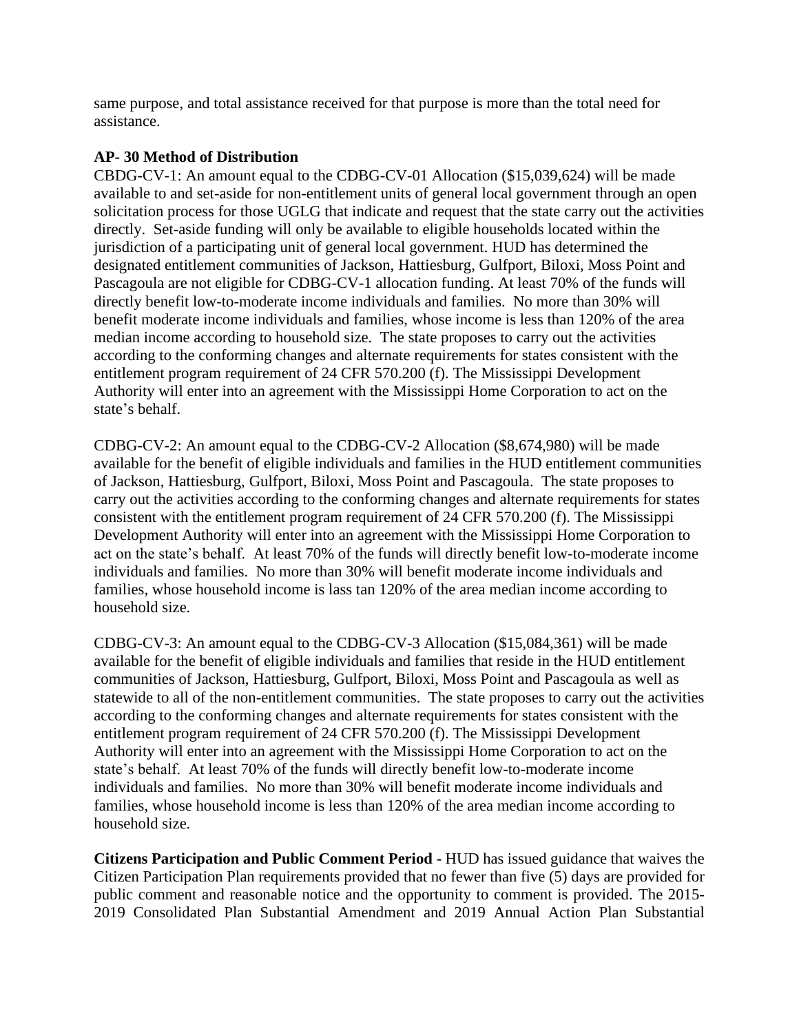same purpose, and total assistance received for that purpose is more than the total need for assistance.

**AP- 30 Method of Distribution**

CBDG-CV-1: An amount equal to the CDBG-CV-01 Allocation ($15,039,624) will be made available to and set-aside for non-entitlement units of general local government through an open solicitation process for those UGLG that indicate and request that the state carry out the activities directly. Set-aside funding will only be available to eligible households located within the jurisdiction of a participating unit of general local government. HUD has determined the designated entitlement communities of Jackson, Hattiesburg, Gulfport, Biloxi, Moss Point and Pascagoula are not eligible for CDBG-CV-1 allocation funding. At least 70% of the funds will directly benefit low-to-moderate income individuals and families. No more than 30% will benefit moderate income individuals and families, whose income is less than 120% of the area median income according to household size. The state proposes to carry out the activities according to the conforming changes and alternate requirements for states consistent with the entitlement program requirement of 24 CFR 570.200 (f). The Mississippi Development Authority will enter into an agreement with the Mississippi Home Corporation to act on the state's behalf.

CDBG-CV-2: An amount equal to the CDBG-CV-2 Allocation ($8,674,980) will be made available for the benefit of eligible individuals and families in the HUD entitlement communities of Jackson, Hattiesburg, Gulfport, Biloxi, Moss Point and Pascagoula. The state proposes to carry out the activities according to the conforming changes and alternate requirements for states consistent with the entitlement program requirement of 24 CFR 570.200 (f). The Mississippi Development Authority will enter into an agreement with the Mississippi Home Corporation to act on the state's behalf. At least 70% of the funds will directly benefit low-to-moderate income individuals and families. No more than 30% will benefit moderate income individuals and families, whose household income is lass tan 120% of the area median income according to household size.

CDBG-CV-3: An amount equal to the CDBG-CV-3 Allocation ($15,084,361) will be made available for the benefit of eligible individuals and families that reside in the HUD entitlement communities of Jackson, Hattiesburg, Gulfport, Biloxi, Moss Point and Pascagoula as well as statewide to all of the non-entitlement communities. The state proposes to carry out the activities according to the conforming changes and alternate requirements for states consistent with the entitlement program requirement of 24 CFR 570.200 (f). The Mississippi Development Authority will enter into an agreement with the Mississippi Home Corporation to act on the state's behalf. At least 70% of the funds will directly benefit low-to-moderate income individuals and families. No more than 30% will benefit moderate income individuals and families, whose household income is less than 120% of the area median income according to household size.

**Citizens Participation and Public Comment Period -** HUD has issued guidance that waives the Citizen Participation Plan requirements provided that no fewer than five (5) days are provided for public comment and reasonable notice and the opportunity to comment is provided. The 2015-2019 Consolidated Plan Substantial Amendment and 2019 Annual Action Plan Substantial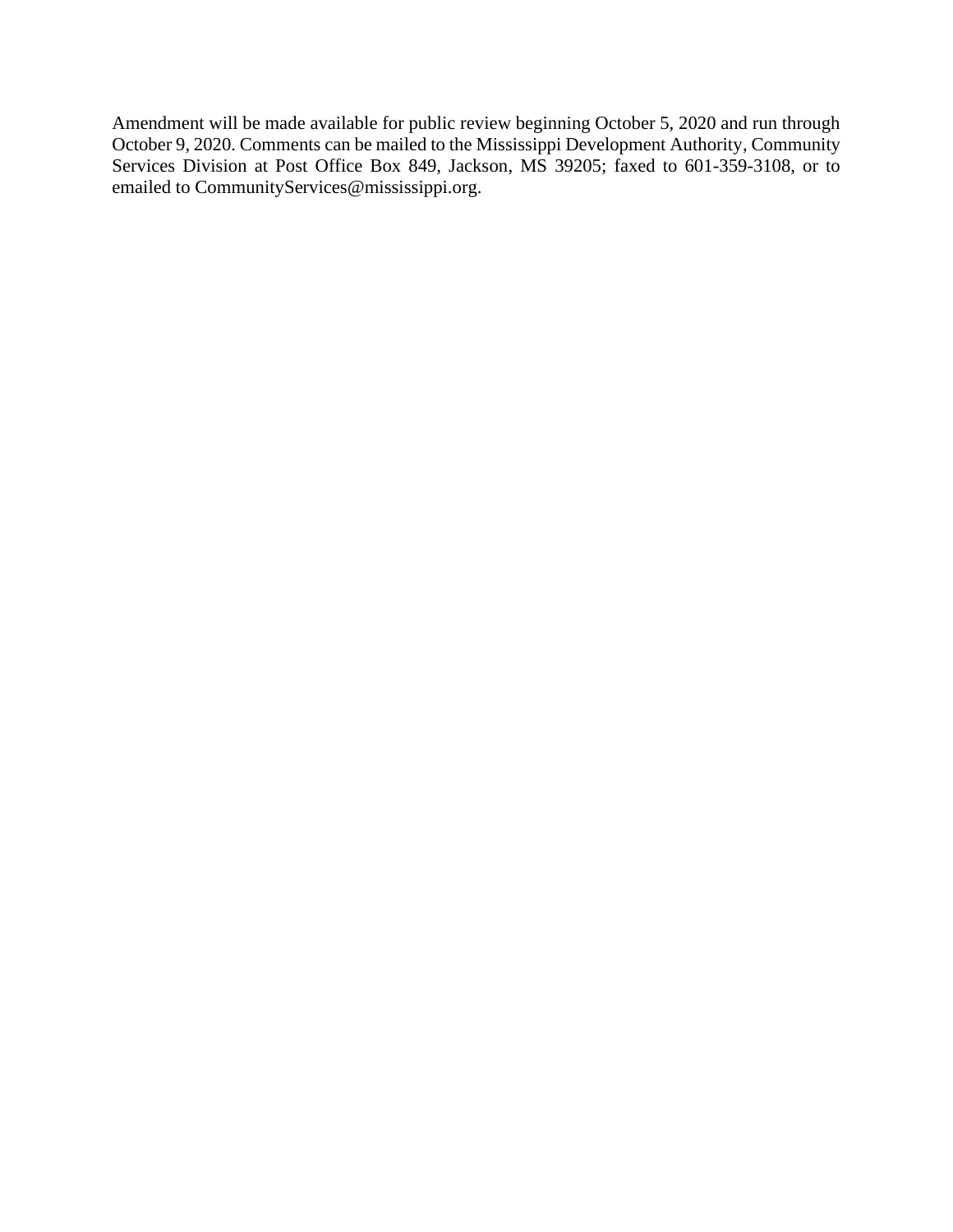Amendment will be made available for public review beginning October 5, 2020 and run through October 9, 2020. Comments can be mailed to the Mississippi Development Authority, Community Services Division at Post Office Box 849, Jackson, MS 39205; faxed to 601-359-3108, or to emailed to CommunityServices@mississippi.org.